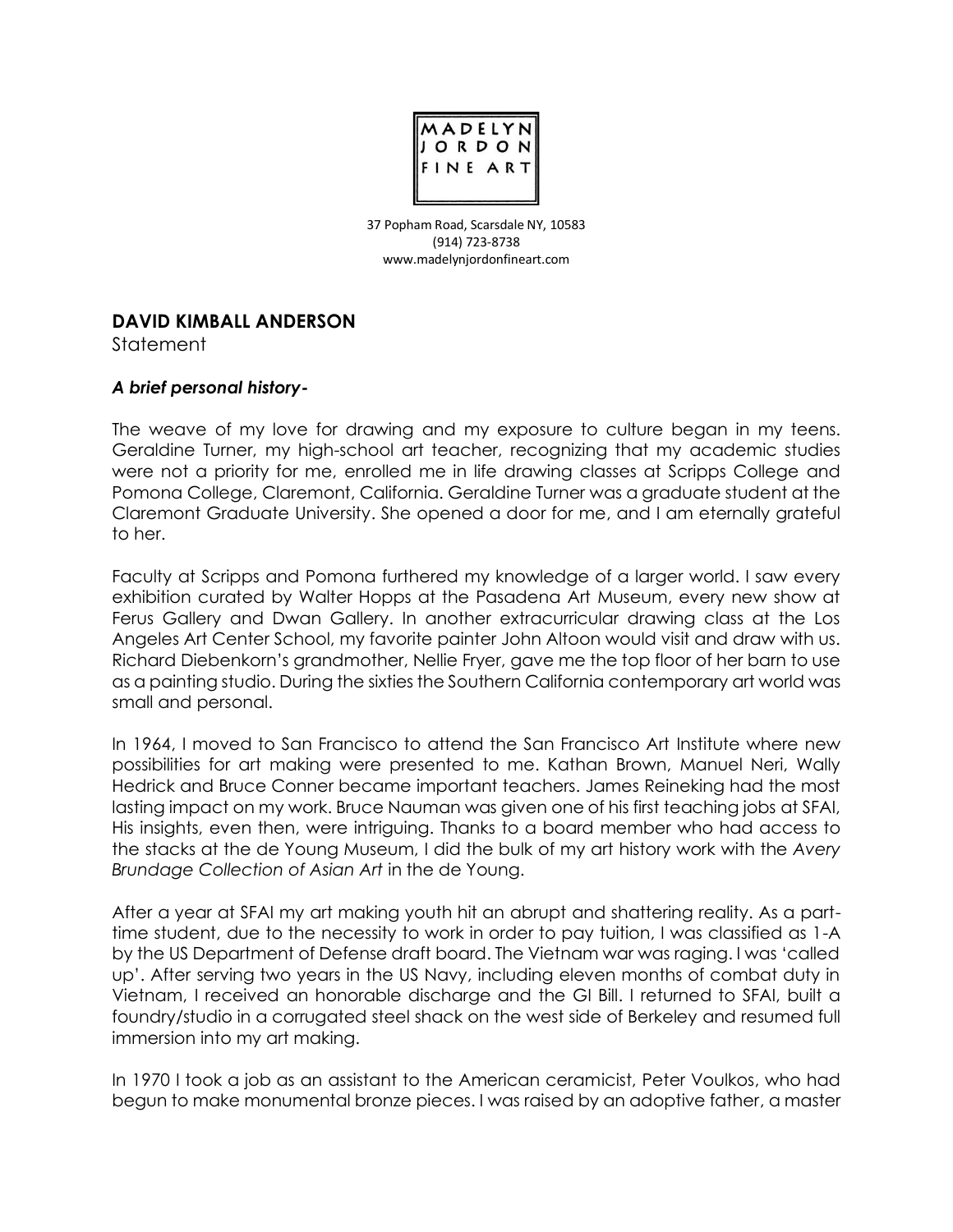MADELYN JORDON FINE ART

37 Popham Road, Scarsdale NY, 10583
(914) 723-8738
www.madelynjordonfineart.com

**DAVID KIMBALL ANDERSON**
Statement

***A brief personal history-***

The weave of my love for drawing and my exposure to culture began in my teens. Geraldine Turner, my high-school art teacher, recognizing that my academic studies were not a priority for me, enrolled me in life drawing classes at Scripps College and Pomona College, Claremont, California. Geraldine Turner was a graduate student at the Claremont Graduate University. She opened a door for me, and I am eternally grateful to her.

Faculty at Scripps and Pomona furthered my knowledge of a larger world. I saw every exhibition curated by Walter Hopps at the Pasadena Art Museum, every new show at Ferus Gallery and Dwan Gallery. In another extracurricular drawing class at the Los Angeles Art Center School, my favorite painter John Altoon would visit and draw with us. Richard Diebenkorn's grandmother, Nellie Fryer, gave me the top floor of her barn to use as a painting studio. During the sixties the Southern California contemporary art world was small and personal.

In 1964, I moved to San Francisco to attend the San Francisco Art Institute where new possibilities for art making were presented to me. Kathan Brown, Manuel Neri, Wally Hedrick and Bruce Conner became important teachers. James Reineking had the most lasting impact on my work. Bruce Nauman was given one of his first teaching jobs at SFAI, His insights, even then, were intriguing. Thanks to a board member who had access to the stacks at the de Young Museum, I did the bulk of my art history work with the *Avery Brundage Collection of Asian Art* in the de Young.

After a year at SFAI my art making youth hit an abrupt and shattering reality. As a part-time student, due to the necessity to work in order to pay tuition, I was classified as 1-A by the US Department of Defense draft board. The Vietnam war was raging. I was 'called up'. After serving two years in the US Navy, including eleven months of combat duty in Vietnam, I received an honorable discharge and the GI Bill. I returned to SFAI, built a foundry/studio in a corrugated steel shack on the west side of Berkeley and resumed full immersion into my art making.

In 1970 I took a job as an assistant to the American ceramicist, Peter Voulkos, who had begun to make monumental bronze pieces. I was raised by an adoptive father, a master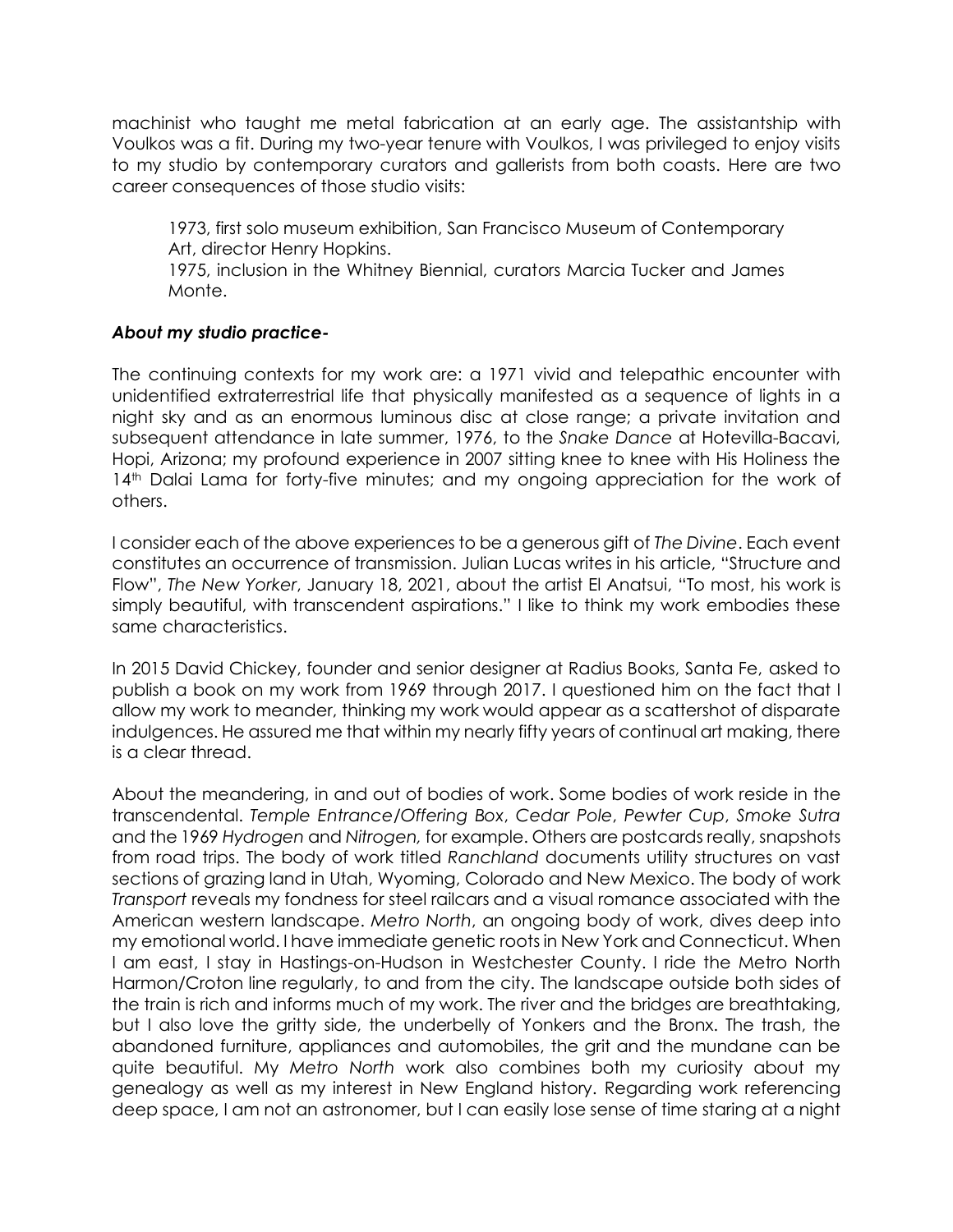machinist who taught me metal fabrication at an early age. The assistantship with Voulkos was a fit. During my two-year tenure with Voulkos, I was privileged to enjoy visits to my studio by contemporary curators and gallerists from both coasts. Here are two career consequences of those studio visits:

> 1973, first solo museum exhibition, San Francisco Museum of Contemporary Art, director Henry Hopkins.
> 1975, inclusion in the Whitney Biennial, curators Marcia Tucker and James Monte.

### ***About my studio practice-***

The continuing contexts for my work are: a 1971 vivid and telepathic encounter with unidentified extraterrestrial life that physically manifested as a sequence of lights in a night sky and as an enormous luminous disc at close range; a private invitation and subsequent attendance in late summer, 1976, to the *Snake Dance* at Hotevilla-Bacavi, Hopi, Arizona; my profound experience in 2007 sitting knee to knee with His Holiness the 14th Dalai Lama for forty-five minutes; and my ongoing appreciation for the work of others.

I consider each of the above experiences to be a generous gift of *The Divine*. Each event constitutes an occurrence of transmission. Julian Lucas writes in his article, "Structure and Flow", *The New Yorker*, January 18, 2021, about the artist El Anatsui, "To most, his work is simply beautiful, with transcendent aspirations." I like to think my work embodies these same characteristics.

In 2015 David Chickey, founder and senior designer at Radius Books, Santa Fe, asked to publish a book on my work from 1969 through 2017. I questioned him on the fact that I allow my work to meander, thinking my work would appear as a scattershot of disparate indulgences. He assured me that within my nearly fifty years of continual art making, there is a clear thread.

About the meandering, in and out of bodies of work. Some bodies of work reside in the transcendental. *Temple Entrance/Offering Box*, *Cedar Pole*, *Pewter Cup*, *Smoke Sutra* and the 1969 *Hydrogen* and *Nitrogen,* for example. Others are postcards really, snapshots from road trips. The body of work titled *Ranchland* documents utility structures on vast sections of grazing land in Utah, Wyoming, Colorado and New Mexico. The body of work *Transport* reveals my fondness for steel railcars and a visual romance associated with the American western landscape. *Metro North*, an ongoing body of work, dives deep into my emotional world. I have immediate genetic roots in New York and Connecticut. When I am east, I stay in Hastings-on-Hudson in Westchester County. I ride the Metro North Harmon/Croton line regularly, to and from the city. The landscape outside both sides of the train is rich and informs much of my work. The river and the bridges are breathtaking, but I also love the gritty side, the underbelly of Yonkers and the Bronx. The trash, the abandoned furniture, appliances and automobiles, the grit and the mundane can be quite beautiful. My *Metro North* work also combines both my curiosity about my genealogy as well as my interest in New England history. Regarding work referencing deep space, I am not an astronomer, but I can easily lose sense of time staring at a night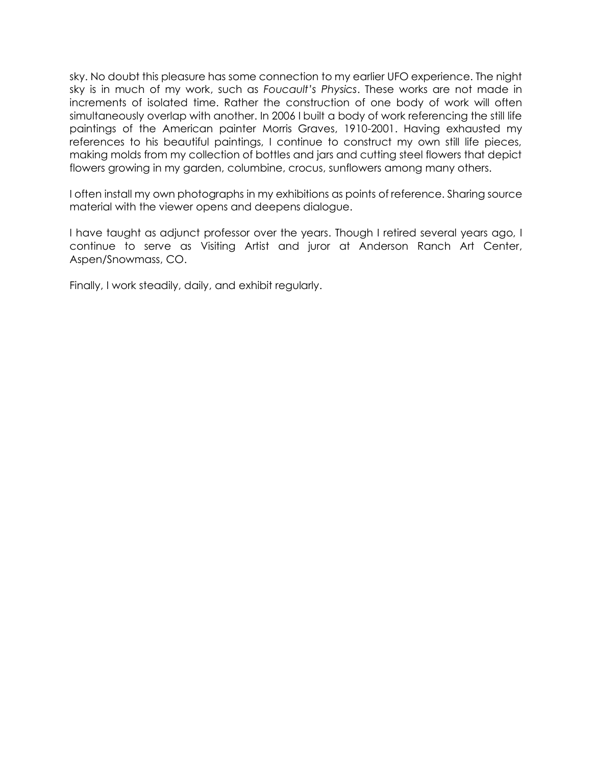sky. No doubt this pleasure has some connection to my earlier UFO experience. The night sky is in much of my work, such as *Foucault's Physics*. These works are not made in increments of isolated time. Rather the construction of one body of work will often simultaneously overlap with another. In 2006 I built a body of work referencing the still life paintings of the American painter Morris Graves, 1910-2001. Having exhausted my references to his beautiful paintings, I continue to construct my own still life pieces, making molds from my collection of bottles and jars and cutting steel flowers that depict flowers growing in my garden, columbine, crocus, sunflowers among many others.

I often install my own photographs in my exhibitions as points of reference. Sharing source material with the viewer opens and deepens dialogue.

I have taught as adjunct professor over the years. Though I retired several years ago, I continue to serve as Visiting Artist and juror at Anderson Ranch Art Center, Aspen/Snowmass, CO.

Finally, I work steadily, daily, and exhibit regularly.